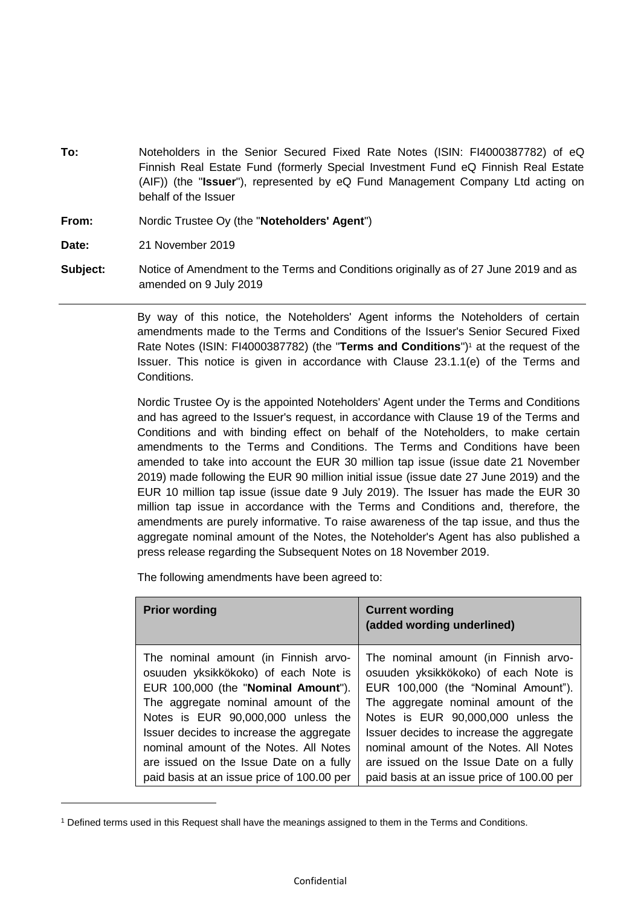**To:** Noteholders in the Senior Secured Fixed Rate Notes (ISIN: FI4000387782) of eQ Finnish Real Estate Fund (formerly Special Investment Fund eQ Finnish Real Estate (AIF)) (the "**Issuer**"), represented by eQ Fund Management Company Ltd acting on behalf of the Issuer

**From:** Nordic Trustee Oy (the "**Noteholders' Agent**")

**Date:** 21 November 2019

**Subject:** Notice of Amendment to the Terms and Conditions originally as of 27 June 2019 and as amended on 9 July 2019

---

By way of this notice, the Noteholders' Agent informs the Noteholders of certain amendments made to the Terms and Conditions of the Issuer's Senior Secured Fixed Rate Notes (ISIN: FI4000387782) (the "**Terms and Conditions**")[1] at the request of the Issuer. This notice is given in accordance with Clause 23.1.1(e) of the Terms and Conditions.

Nordic Trustee Oy is the appointed Noteholders' Agent under the Terms and Conditions and has agreed to the Issuer's request, in accordance with Clause 19 of the Terms and Conditions and with binding effect on behalf of the Noteholders, to make certain amendments to the Terms and Conditions. The Terms and Conditions have been amended to take into account the EUR 30 million tap issue (issue date 21 November 2019) made following the EUR 90 million initial issue (issue date 27 June 2019) and the EUR 10 million tap issue (issue date 9 July 2019). The Issuer has made the EUR 30 million tap issue in accordance with the Terms and Conditions and, therefore, the amendments are purely informative. To raise awareness of the tap issue, and thus the aggregate nominal amount of the Notes, the Noteholder's Agent has also published a press release regarding the Subsequent Notes on 18 November 2019.

The following amendments have been agreed to:

| **Prior wording** | **Current wording (added wording underlined)** |
|---|---|
| The nominal amount (in Finnish arvo-osuuden yksikkökoko) of each Note is EUR 100,000 (the "**Nominal Amount**"). The aggregate nominal amount of the Notes is EUR 90,000,000 unless the Issuer decides to increase the aggregate nominal amount of the Notes. All Notes are issued on the Issue Date on a fully paid basis at an issue price of 100.00 per | The nominal amount (in Finnish arvo-osuuden yksikkökoko) of each Note is EUR 100,000 (the "Nominal Amount"). The aggregate nominal amount of the Notes is EUR 90,000,000 unless the Issuer decides to increase the aggregate nominal amount of the Notes. All Notes are issued on the Issue Date on a fully paid basis at an issue price of 100.00 per |

[1] Defined terms used in this Request shall have the meanings assigned to them in the Terms and Conditions.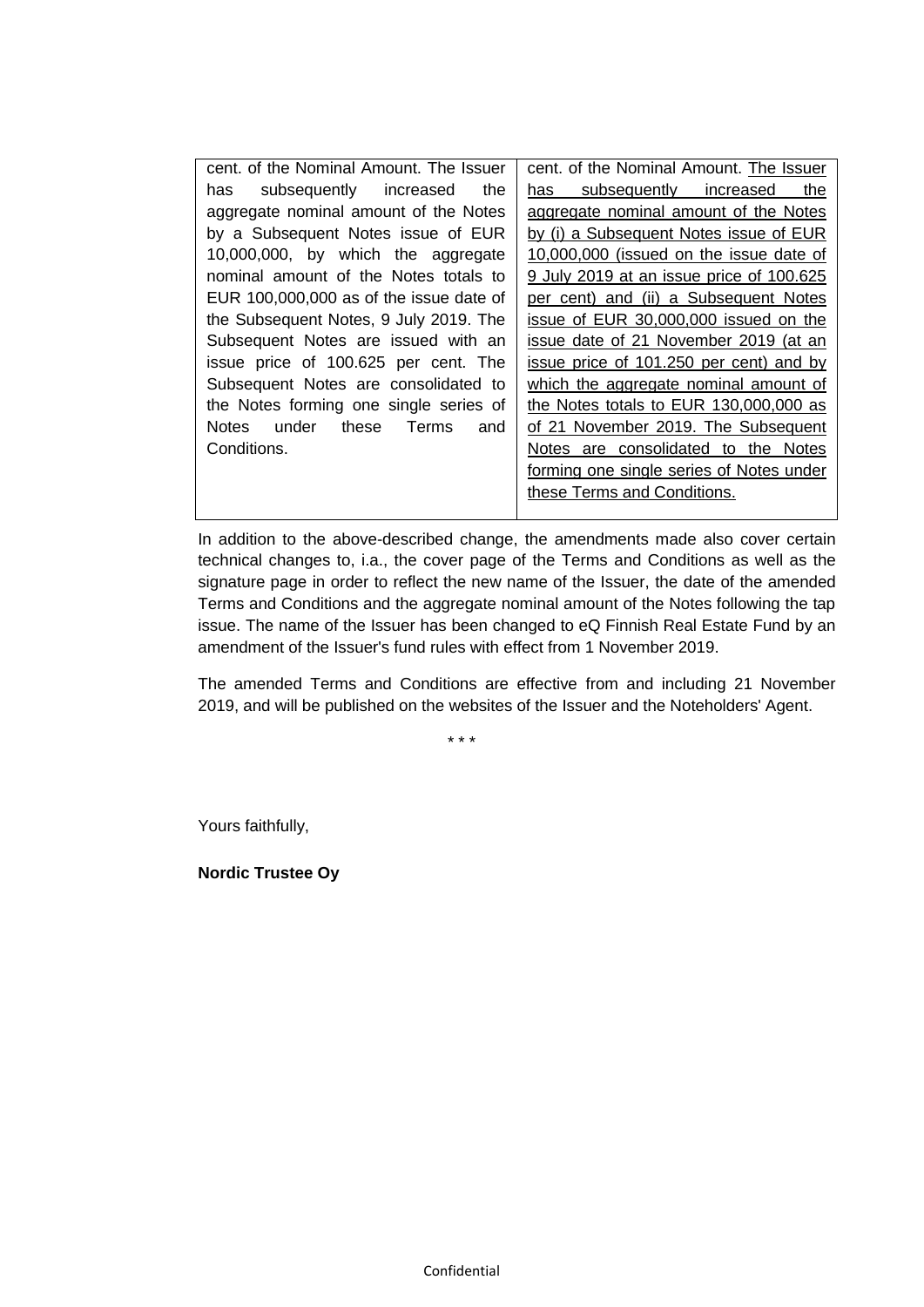| | |
|---|---|
| cent. of the Nominal Amount. The Issuer has subsequently increased the aggregate nominal amount of the Notes by a Subsequent Notes issue of EUR 10,000,000, by which the aggregate nominal amount of the Notes totals to EUR 100,000,000 as of the issue date of the Subsequent Notes, 9 July 2019. The Subsequent Notes are issued with an issue price of 100.625 per cent. The Subsequent Notes are consolidated to the Notes forming one single series of Notes under these Terms and Conditions. | cent. of the Nominal Amount. <u>The Issuer has subsequently increased the aggregate nominal amount of the Notes by (i) a Subsequent Notes issue of EUR 10,000,000 (issued on the issue date of 9 July 2019 at an issue price of 100.625 per cent) and (ii) a Subsequent Notes issue of EUR 30,000,000 issued on the issue date of 21 November 2019 (at an issue price of 101.250 per cent) and by which the aggregate nominal amount of the Notes totals to EUR 130,000,000 as of 21 November 2019. The Subsequent Notes are consolidated to the Notes forming one single series of Notes under these Terms and Conditions.</u> |

In addition to the above-described change, the amendments made also cover certain technical changes to, i.a., the cover page of the Terms and Conditions as well as the signature page in order to reflect the new name of the Issuer, the date of the amended Terms and Conditions and the aggregate nominal amount of the Notes following the tap issue. The name of the Issuer has been changed to eQ Finnish Real Estate Fund by an amendment of the Issuer's fund rules with effect from 1 November 2019.

The amended Terms and Conditions are effective from and including 21 November 2019, and will be published on the websites of the Issuer and the Noteholders' Agent.

\* \* \*

Yours faithfully,

**Nordic Trustee Oy**

Confidential